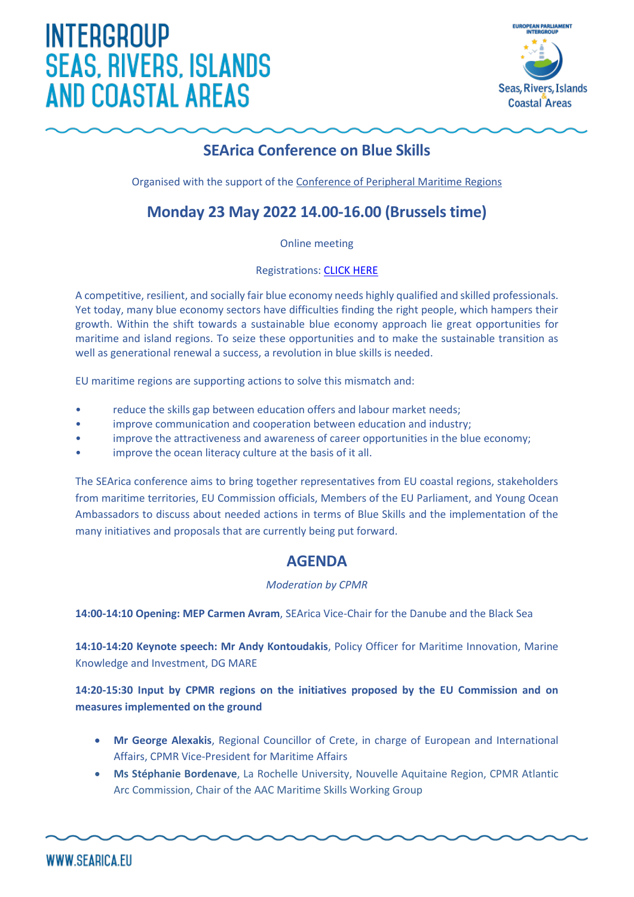# INTERGROUP SEAS, RIVERS, ISLANDS AND COASTAL AREAS

## SEArica Conference on Blue Skills

Organised with the support of the Conference of Peripheral Maritime Regions

## Monday 23 May 2022 14.00-16.00 (Brussels time)

Online meeting

Registrations: CLICK HERE

A competitive, resilient, and socially fair blue economy needs highly qualified and skilled professionals. Yet today, many blue economy sectors have difficulties finding the right people, which hampers their growth. Within the shift towards a sustainable blue economy approach lie great opportunities for maritime and island regions. To seize these opportunities and to make the sustainable transition as well as generational renewal a success, a revolution in blue skills is needed.

EU maritime regions are supporting actions to solve this mismatch and:

- reduce the skills gap between education offers and labour market needs;
- improve communication and cooperation between education and industry;
- improve the attractiveness and awareness of career opportunities in the blue economy;
- improve the ocean literacy culture at the basis of it all.

The SEArica conference aims to bring together representatives from EU coastal regions, stakeholders from maritime territories, EU Commission officials, Members of the EU Parliament, and Young Ocean Ambassadors to discuss about needed actions in terms of Blue Skills and the implementation of the many initiatives and proposals that are currently being put forward.

## AGENDA

*Moderation by CPMR*

**14:00-14:10 Opening: MEP Carmen Avram**, SEArica Vice-Chair for the Danube and the Black Sea

**14:10-14:20 Keynote speech: Mr Andy Kontoudakis**, Policy Officer for Maritime Innovation, Marine Knowledge and Investment, DG MARE

**14:20-15:30 Input by CPMR regions on the initiatives proposed by the EU Commission and on measures implemented on the ground**

- **Mr George Alexakis**, Regional Councillor of Crete, in charge of European and International Affairs, CPMR Vice-President for Maritime Affairs
- **Ms Stéphanie Bordenave**, La Rochelle University, Nouvelle Aquitaine Region, CPMR Atlantic Arc Commission, Chair of the AAC Maritime Skills Working Group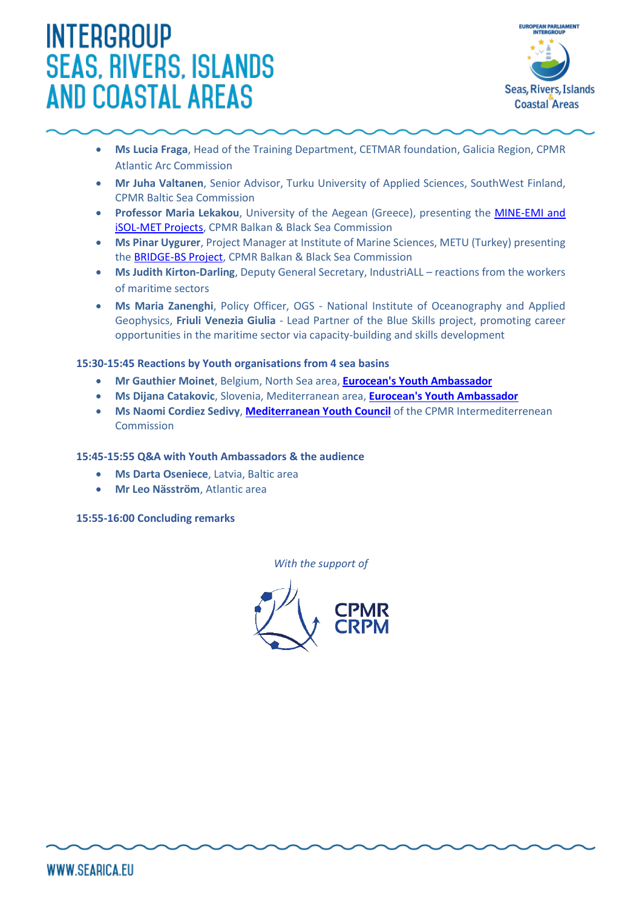- **Ms Lucia Fraga**, Head of the Training Department, CETMAR foundation, Galicia Region, CPMR Atlantic Arc Commission
- **Mr Juha Valtanen**, Senior Advisor, Turku University of Applied Sciences, SouthWest Finland, CPMR Baltic Sea Commission
- **Professor Maria Lekakou**, University of the Aegean (Greece), presenting the MINE-EMI and iSOL-MET Projects, CPMR Balkan & Black Sea Commission
- **Ms Pinar Uygurer**, Project Manager at Institute of Marine Sciences, METU (Turkey) presenting the BRIDGE-BS Project, CPMR Balkan & Black Sea Commission
- **Ms Judith Kirton-Darling**, Deputy General Secretary, IndustriALL – reactions from the workers of maritime sectors
- **Ms Maria Zanenghi**, Policy Officer, OGS - National Institute of Oceanography and Applied Geophysics, **Friuli Venezia Giulia** - Lead Partner of the Blue Skills project, promoting career opportunities in the maritime sector via capacity-building and skills development

**15:30-15:45 Reactions by Youth organisations from 4 sea basins**

- **Mr Gauthier Moinet**, Belgium, North Sea area, **Eurocean's Youth Ambassador**
- **Ms Dijana Catakovic**, Slovenia, Mediterranean area, **Eurocean's Youth Ambassador**
- **Ms Naomi Cordiez Sedivy**, **Mediterranean Youth Council** of the CPMR Intermediterrenean Commission

**15:45-15:55 Q&A with Youth Ambassadors & the audience**

- **Ms Darta Oseniece**, Latvia, Baltic area
- **Mr Leo Näsström**, Atlantic area

**15:55-16:00 Concluding remarks**

*With the support of*

CPMR
CRPM